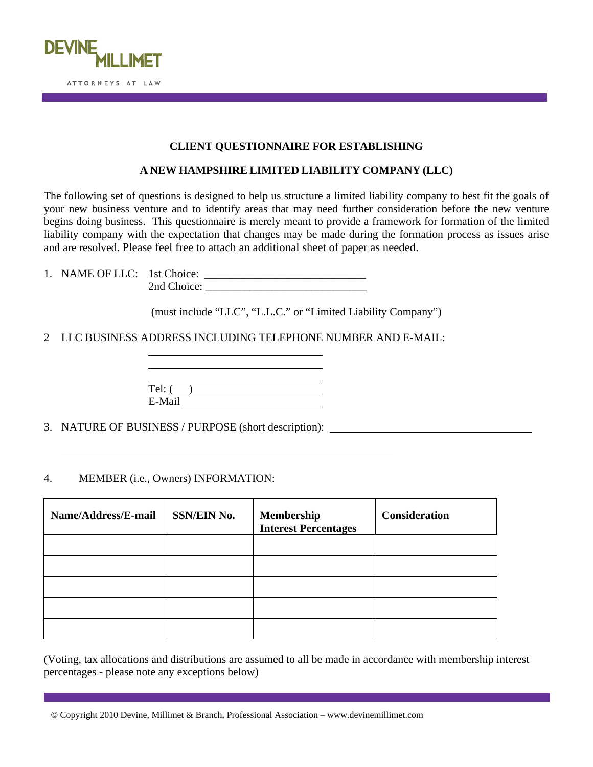DEVINE MILLIMET

ATTORNEYS AT LAW

**CLIENT QUESTIONNAIRE FOR ESTABLISHING**

**A NEW HAMPSHIRE LIMITED LIABILITY COMPANY (LLC)**

The following set of questions is designed to help us structure a limited liability company to best fit the goals of your new business venture and to identify areas that may need further consideration before the new venture begins doing business. This questionnaire is merely meant to provide a framework for formation of the limited liability company with the expectation that changes may be made during the formation process as issues arise and are resolved. Please feel free to attach an additional sheet of paper as needed.

1. NAME OF LLC: 1st Choice: ____________________________
   2nd Choice: ____________________________

   (must include "LLC", "L.L.C." or "Limited Liability Company")

2 LLC BUSINESS ADDRESS INCLUDING TELEPHONE NUMBER AND E-MAIL:

   ____________________________
   ____________________________
   ____________________________
   Tel: (   ) ____________________
   E-Mail ______________________

3. NATURE OF BUSINESS / PURPOSE (short description): ____________________________
   ____________________________________________________________
   ____________________________________________________________

4. MEMBER (i.e., Owners) INFORMATION:

| Name/Address/E-mail | SSN/EIN No. | Membership Interest Percentages | Consideration |
|---|---|---|---|
| | | | |
| | | | |
| | | | |
| | | | |
| | | | |

(Voting, tax allocations and distributions are assumed to all be made in accordance with membership interest percentages - please note any exceptions below)

© Copyright 2010 Devine, Millimet & Branch, Professional Association – www.devinemillimet.com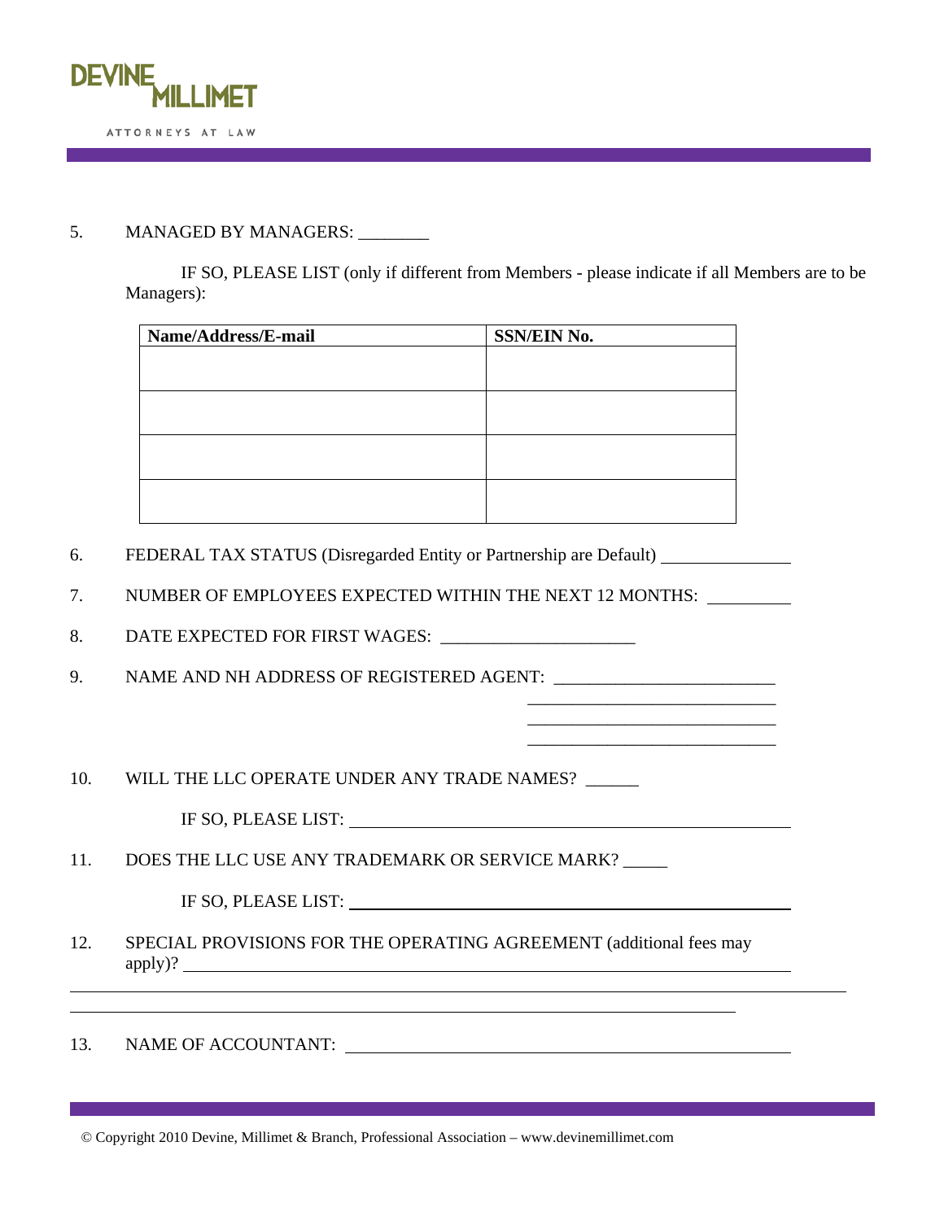5. MANAGED BY MANAGERS: ________

IF SO, PLEASE LIST (only if different from Members - please indicate if all Members are to be Managers):

| Name/Address/E-mail | SSN/EIN No. |
|---|---|
| | |
| | |
| | |
| | |

6. FEDERAL TAX STATUS (Disregarded Entity or Partnership are Default) ______________

7. NUMBER OF EMPLOYEES EXPECTED WITHIN THE NEXT 12 MONTHS: _________

8. DATE EXPECTED FOR FIRST WAGES: ______________________

9. NAME AND NH ADDRESS OF REGISTERED AGENT: ________________________
____________________________
____________________________
____________________________

10. WILL THE LLC OPERATE UNDER ANY TRADE NAMES? ______

IF SO, PLEASE LIST: ________________________________________________

11. DOES THE LLC USE ANY TRADEMARK OR SERVICE MARK? _____

IF SO, PLEASE LIST: ________________________________________________

12. SPECIAL PROVISIONS FOR THE OPERATING AGREEMENT (additional fees may apply)? ________________________________________________
________________________________________________________________________
________________________________________________________________

13. NAME OF ACCOUNTANT: ________________________________________________

© Copyright 2010 Devine, Millimet & Branch, Professional Association – www.devinemillimet.com